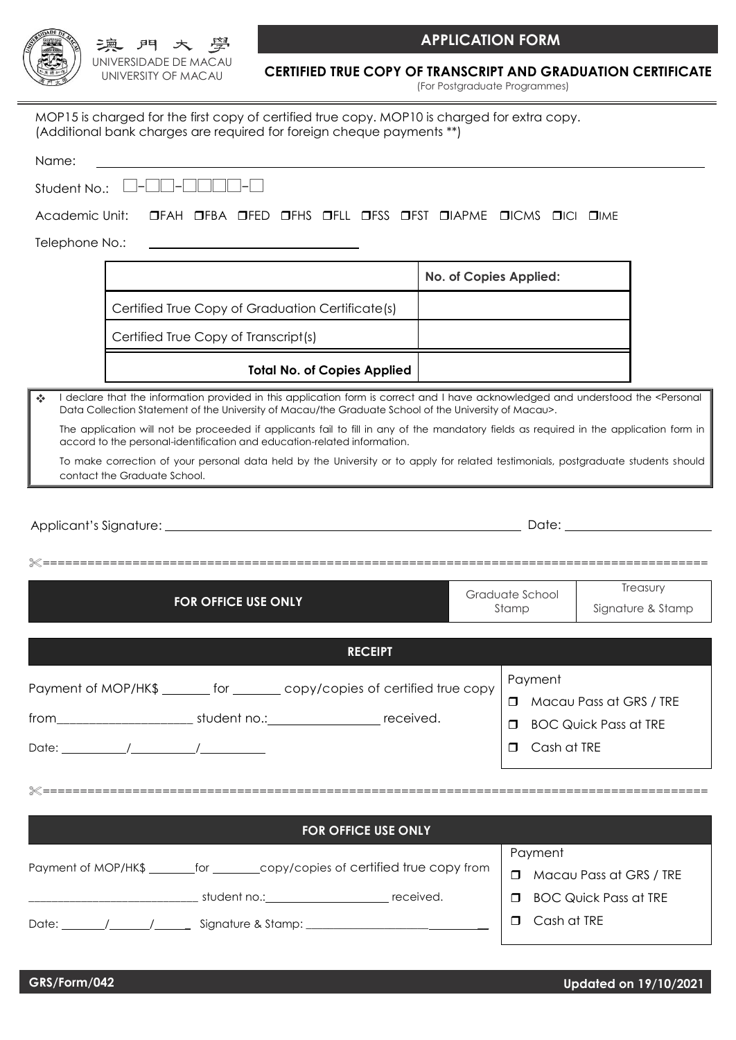澳門大學
UNIVERSIDADE DE MACAU
UNIVERSITY OF MACAU

# APPLICATION FORM

## CERTIFIED TRUE COPY OF TRANSCRIPT AND GRADUATION CERTIFICATE

(For Postgraduate Programmes)

MOP15 is charged for the first copy of certified true copy. MOP10 is charged for extra copy.
(Additional bank charges are required for foreign cheque payments **)

Name: ______________________________

Student No.: □-□□-□□□□-□

Academic Unit: ❒FAH ❒FBA ❒FED ❒FHS ❒FLL ❒FSS ❒FST ❒IAPME ❒ICMS ❒ICI ❒IME

Telephone No.: ______________________________

| | **No. of Copies Applied:** |
|---|---|
| Certified True Copy of Graduation Certificate(s) | |
| Certified True Copy of Transcript(s) | |
| **Total No. of Copies Applied** | |

❖ I declare that the information provided in this application form is correct and I have acknowledged and understood the <Personal Data Collection Statement of the University of Macau/the Graduate School of the University of Macau>.

The application will not be proceeded if applicants fail to fill in any of the mandatory fields as required in the application form in accord to the personal-identification and education-related information.

To make correction of your personal data held by the University or to apply for related testimonials, postgraduate students should contact the Graduate School.

Applicant's Signature: ______________________________ Date: ______________

✂==========================================================================================

| **FOR OFFICE USE ONLY** | Graduate School Stamp | Treasury Signature & Stamp |
|---|---|---|
| | | |

**RECEIPT**

Payment of MOP/HK$ _______ for _______ copy/copies of certified true copy

from____________________ student no.:_________________ received.

Date: __________/__________/__________

Payment
- ❒ Macau Pass at GRS / TRE
- ❒ BOC Quick Pass at TRE
- ❒ Cash at TRE

✂==========================================================================================

**FOR OFFICE USE ONLY**

Payment of MOP/HK$ _______for _______copy/copies of certified true copy from

____________________________ student no.:____________________ received.

Date: _______/_______/______ Signature & Stamp: ______________________________

Payment
- ❒ Macau Pass at GRS / TRE
- ❒ BOC Quick Pass at TRE
- ❒ Cash at TRE

GRS/Form/042 Updated on 19/10/2021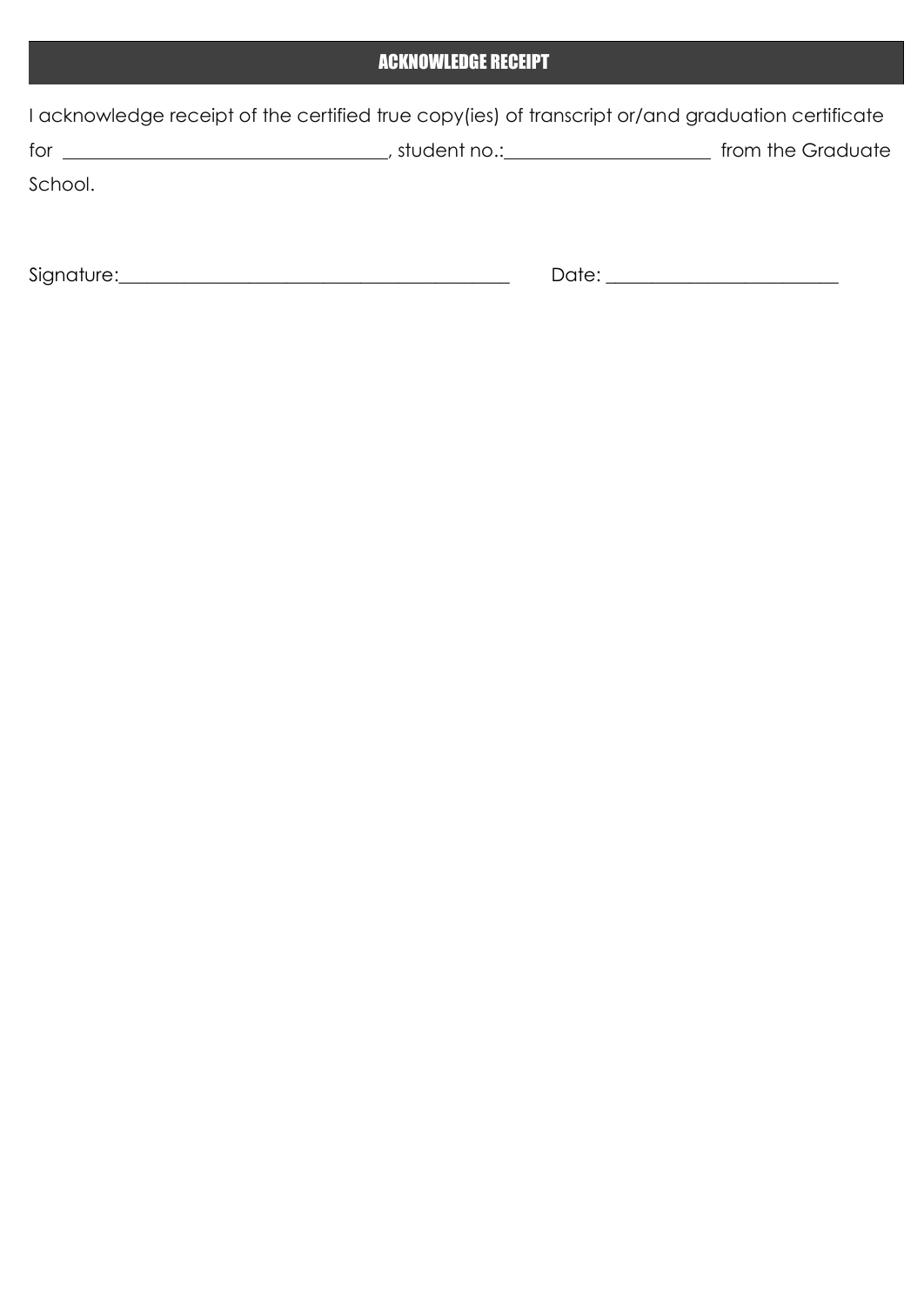## ACKNOWLEDGE RECEIPT

I acknowledge receipt of the certified true copy(ies) of transcript or/and graduation certificate for \_\_\_\_\_\_\_\_\_\_\_\_\_\_\_\_\_\_\_\_\_\_\_\_\_\_\_\_\_\_\_\_\_\_, student no.:\_\_\_\_\_\_\_\_\_\_\_\_\_\_\_\_\_\_\_\_\_\_ from the Graduate School.

Signature:\_\_\_\_\_\_\_\_\_\_\_\_\_\_\_\_\_\_\_\_\_\_\_\_\_\_\_\_\_\_\_\_\_\_\_\_\_\_\_\_\_\_ Date: \_\_\_\_\_\_\_\_\_\_\_\_\_\_\_\_\_\_\_\_\_\_\_\_\_